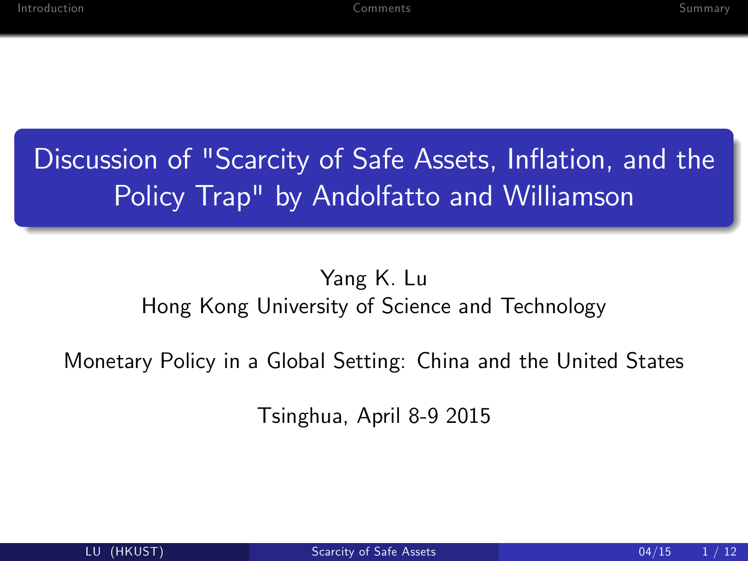# Discussion of "Scarcity of Safe Assets, Inflation, and the Policy Trap" by Andolfatto and Williamson

Yang K. Lu
Hong Kong University of Science and Technology

Monetary Policy in a Global Setting: China and the United States

Tsinghua, April 8-9 2015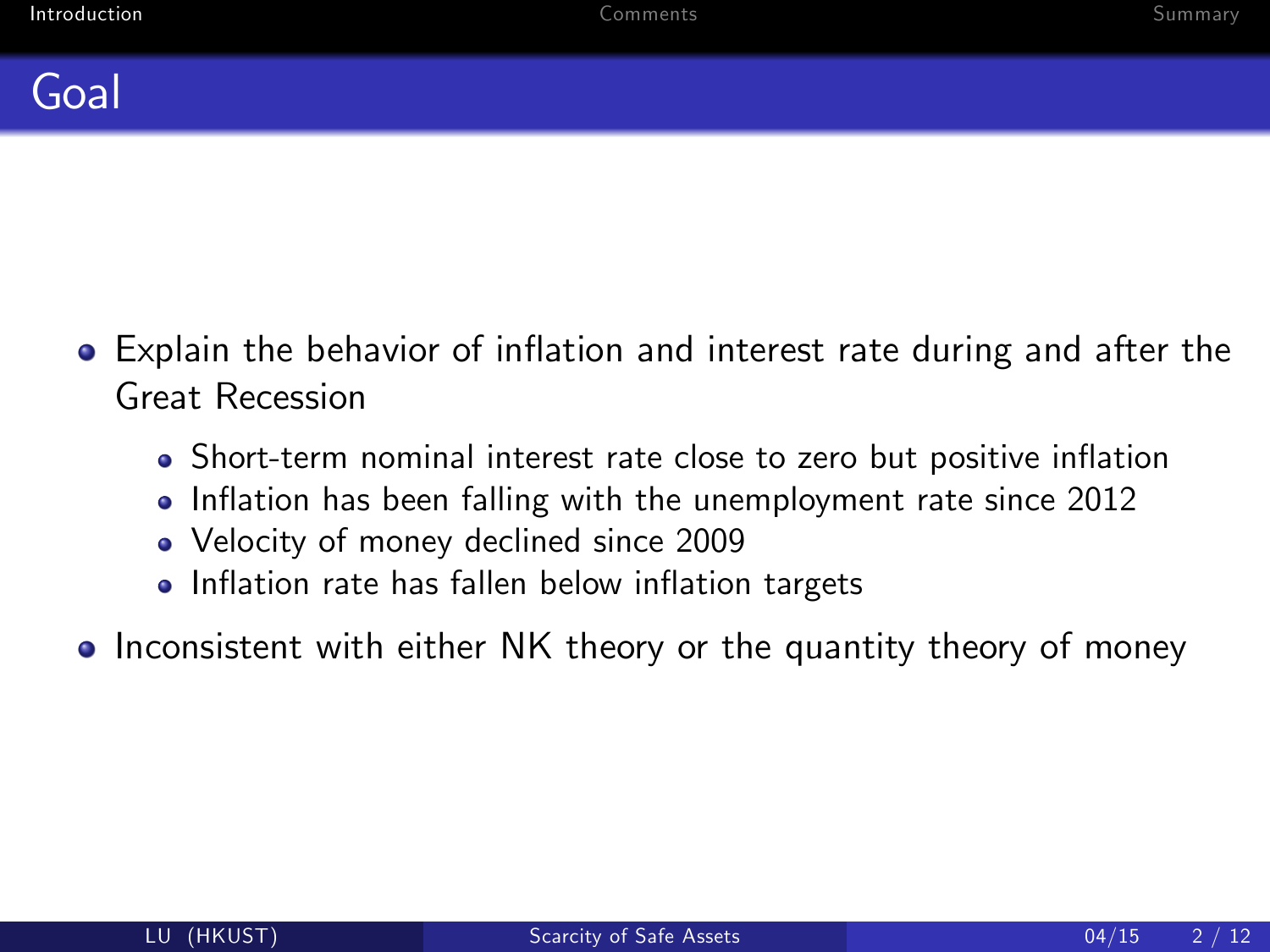# Goal

- Explain the behavior of inflation and interest rate during and after the Great Recession
  - Short-term nominal interest rate close to zero but positive inflation
  - Inflation has been falling with the unemployment rate since 2012
  - Velocity of money declined since 2009
  - Inflation rate has fallen below inflation targets
- Inconsistent with either NK theory or the quantity theory of money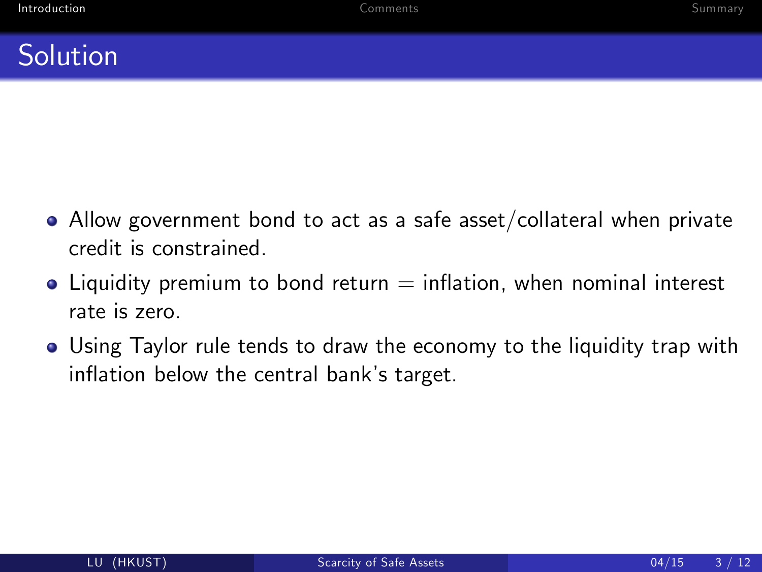# Solution

- Allow government bond to act as a safe asset/collateral when private credit is constrained.
- Liquidity premium to bond return = inflation, when nominal interest rate is zero.
- Using Taylor rule tends to draw the economy to the liquidity trap with inflation below the central bank's target.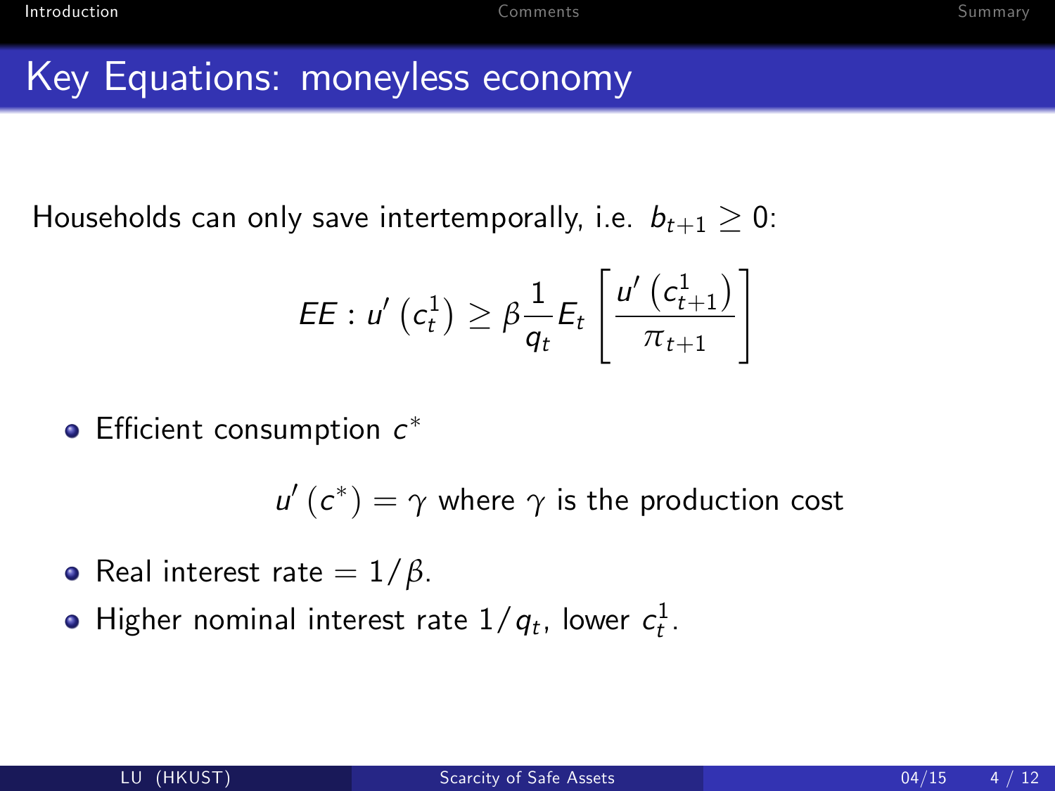# Key Equations: moneyless economy

Households can only save intertemporally, i.e. $b_{t+1} \geq 0$:

$$EE : u'\left(c_t^1\right) \geq \beta \frac{1}{q_t} E_t \left[ \frac{u'\left(c_{t+1}^1\right)}{\pi_{t+1}} \right]$$

- Efficient consumption $c^*$

$$u'\left(c^*\right) = \gamma \text{ where } \gamma \text{ is the production cost}$$

- Real interest rate $= 1/\beta$.
- Higher nominal interest rate $1/q_t$, lower $c_t^1$.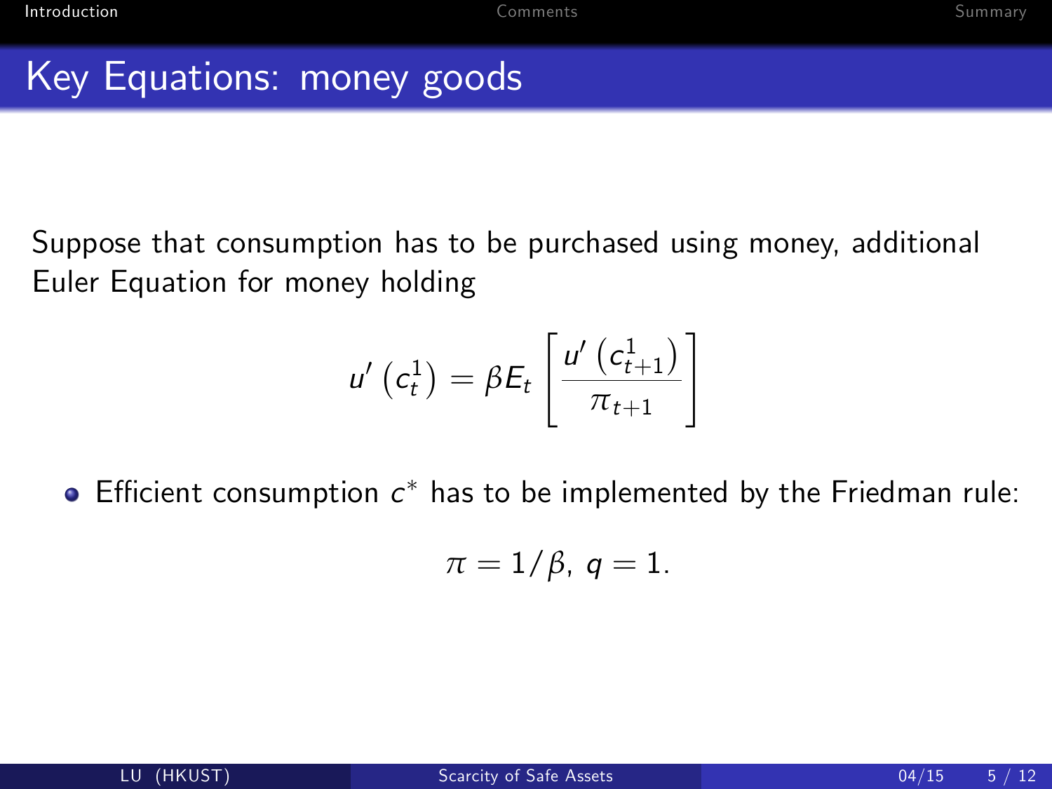# Key Equations: money goods

Suppose that consumption has to be purchased using money, additional Euler Equation for money holding

$$u'\left(c_t^1\right) = \beta E_t\left[\frac{u'\left(c_{t+1}^1\right)}{\pi_{t+1}}\right]$$

- Efficient consumption $c^*$ has to be implemented by the Friedman rule:

$$\pi = 1/\beta,\ q = 1.$$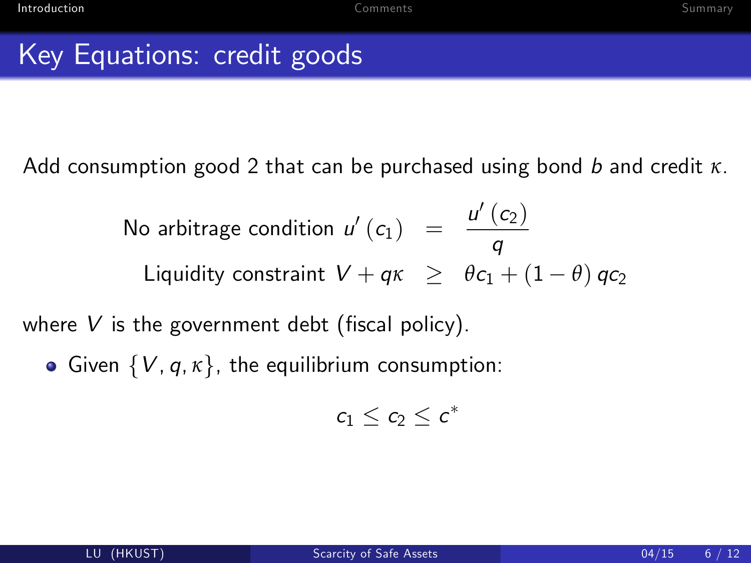# Key Equations: credit goods

Add consumption good 2 that can be purchased using bond $b$ and credit $\kappa$.

$$
\begin{aligned}
\text{No arbitrage condition } u'(c_1) &= \frac{u'(c_2)}{q} \\
\text{Liquidity constraint } V + q\kappa &\geq \theta c_1 + (1-\theta) q c_2
\end{aligned}
$$

where $V$ is the government debt (fiscal policy).

- Given $\{V, q, \kappa\}$, the equilibrium consumption:

$$
c_1 \leq c_2 \leq c^*
$$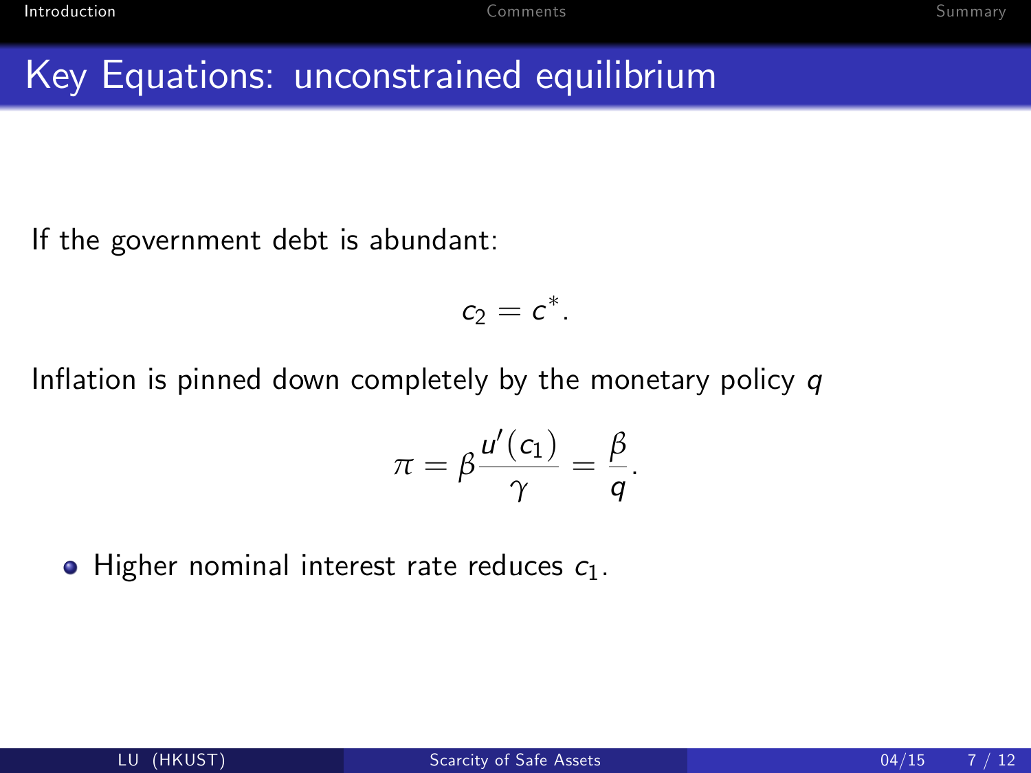# Key Equations: unconstrained equilibrium

If the government debt is abundant:

$$c_2 = c^*.$$

Inflation is pinned down completely by the monetary policy $q$

$$\pi = \beta \frac{u'(c_1)}{\gamma} = \frac{\beta}{q}.$$

- Higher nominal interest rate reduces $c_1$.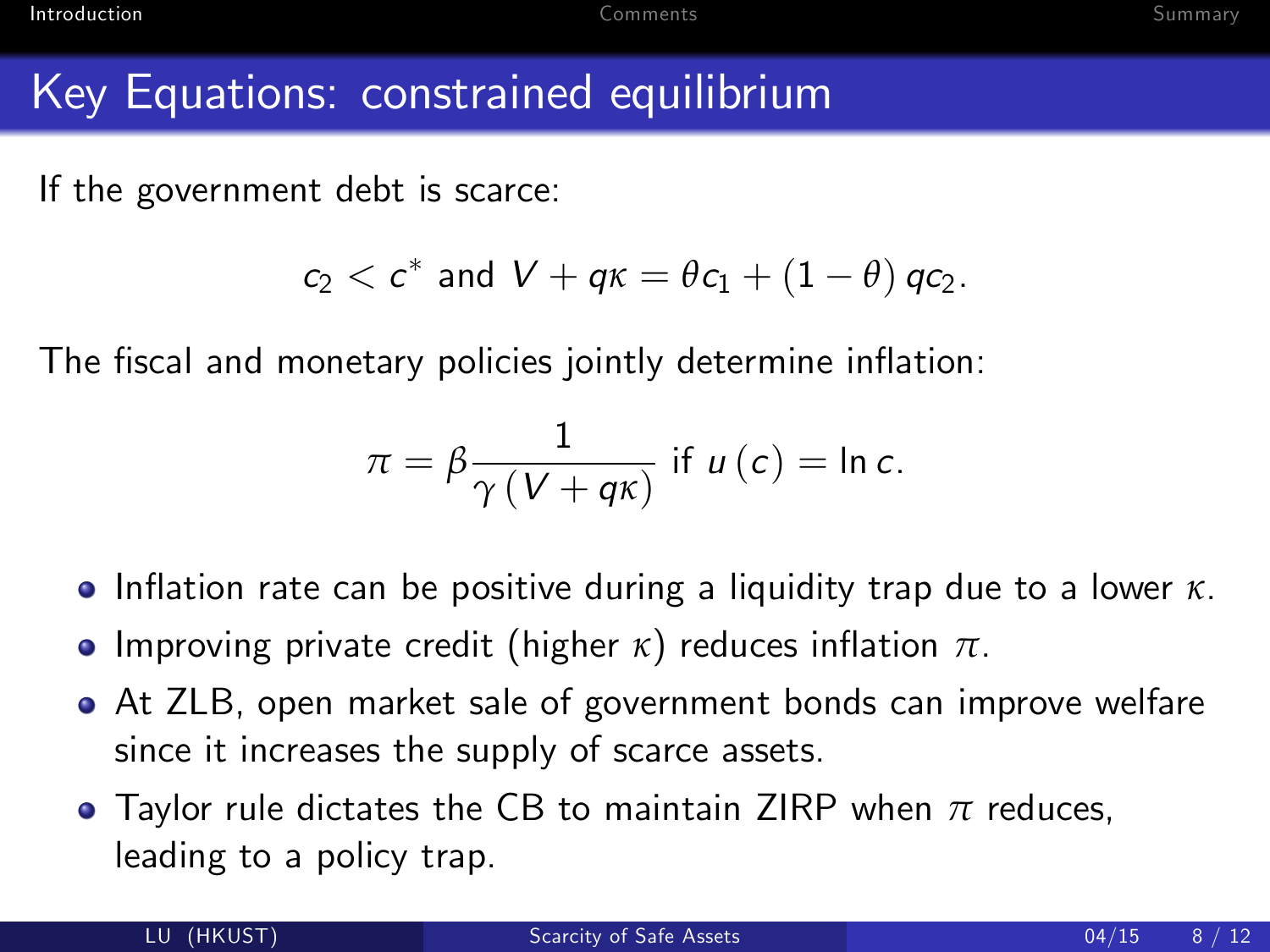# Key Equations: constrained equilibrium

If the government debt is scarce:

$$c_2 < c^* \text{ and } V + q\kappa = \theta c_1 + (1-\theta)\, q c_2.$$

The fiscal and monetary policies jointly determine inflation:

$$\pi = \beta \frac{1}{\gamma (V + q\kappa)} \text{ if } u(c) = \ln c.$$

- Inflation rate can be positive during a liquidity trap due to a lower $\kappa$.
- Improving private credit (higher $\kappa$) reduces inflation $\pi$.
- At ZLB, open market sale of government bonds can improve welfare since it increases the supply of scarce assets.
- Taylor rule dictates the CB to maintain ZIRP when $\pi$ reduces, leading to a policy trap.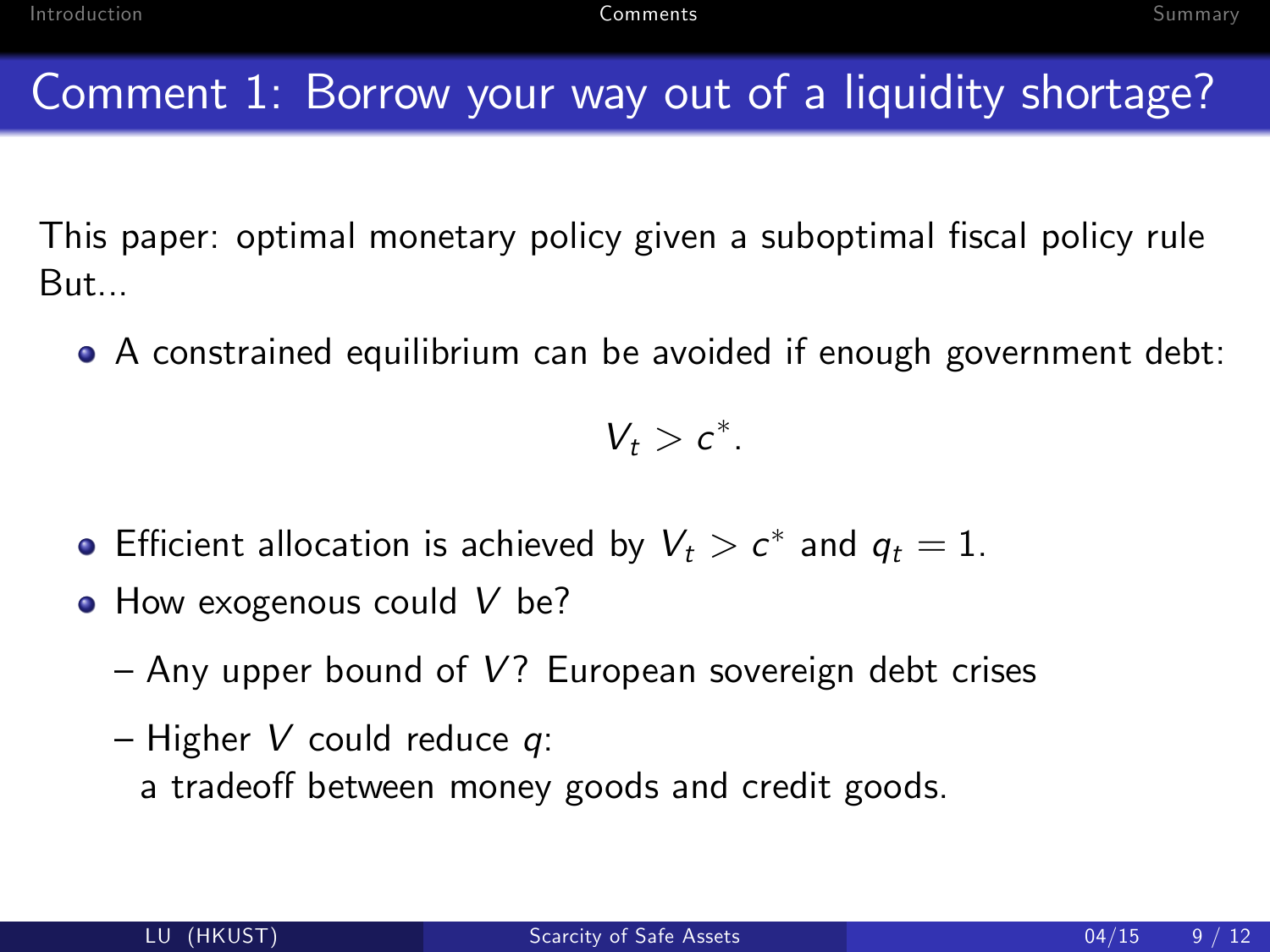# Comment 1: Borrow your way out of a liquidity shortage?

This paper: optimal monetary policy given a suboptimal fiscal policy rule
But...

- A constrained equilibrium can be avoided if enough government debt:

$$V_t > c^*.$$

- Efficient allocation is achieved by $V_t > c^*$ and $q_t = 1$.
- How exogenous could $V$ be?
  - Any upper bound of $V$? European sovereign debt crises
  - Higher $V$ could reduce $q$:
    a tradeoff between money goods and credit goods.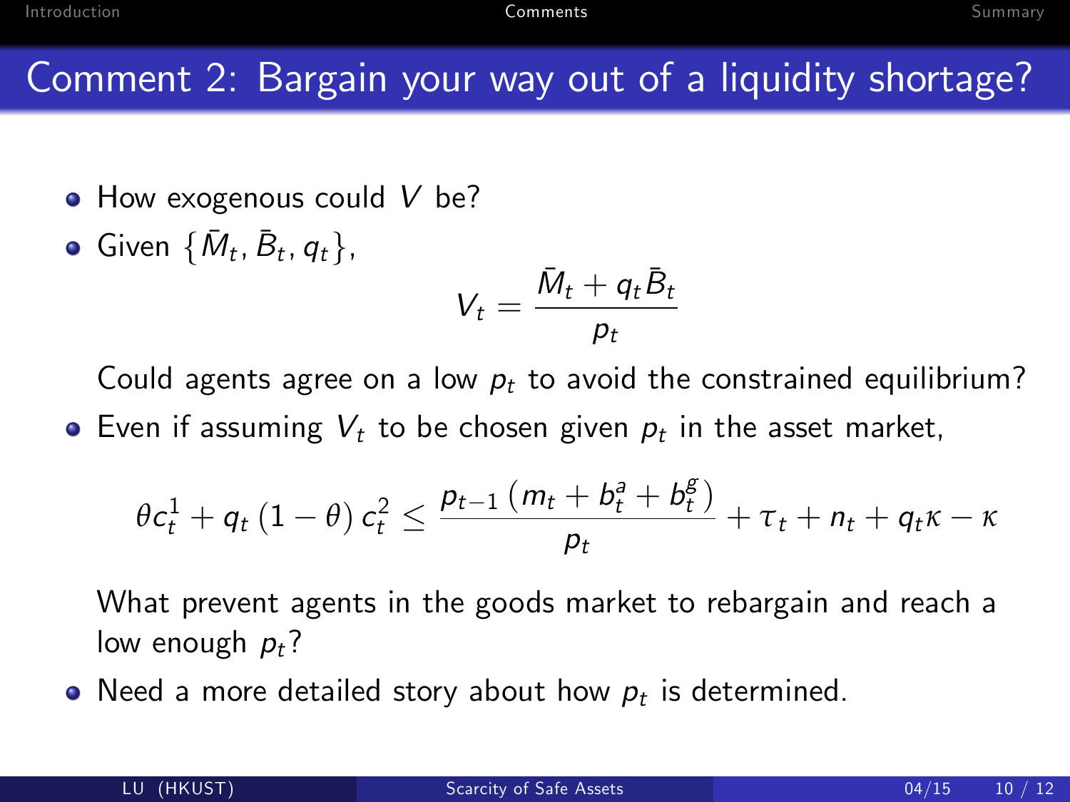# Comment 2: Bargain your way out of a liquidity shortage?

- How exogenous could $V$ be?
- Given $\{\bar{M}_t, \bar{B}_t, q_t\}$,

$$V_t = \frac{\bar{M}_t + q_t \bar{B}_t}{p_t}$$

  Could agents agree on a low $p_t$ to avoid the constrained equilibrium?

- Even if assuming $V_t$ to be chosen given $p_t$ in the asset market,

$$\theta c_t^1 + q_t (1 - \theta) c_t^2 \leq \frac{p_{t-1} \left( m_t + b_t^a + b_t^g \right)}{p_t} + \tau_t + n_t + q_t \kappa - \kappa$$

  What prevent agents in the goods market to rebargain and reach a low enough $p_t$?

- Need a more detailed story about how $p_t$ is determined.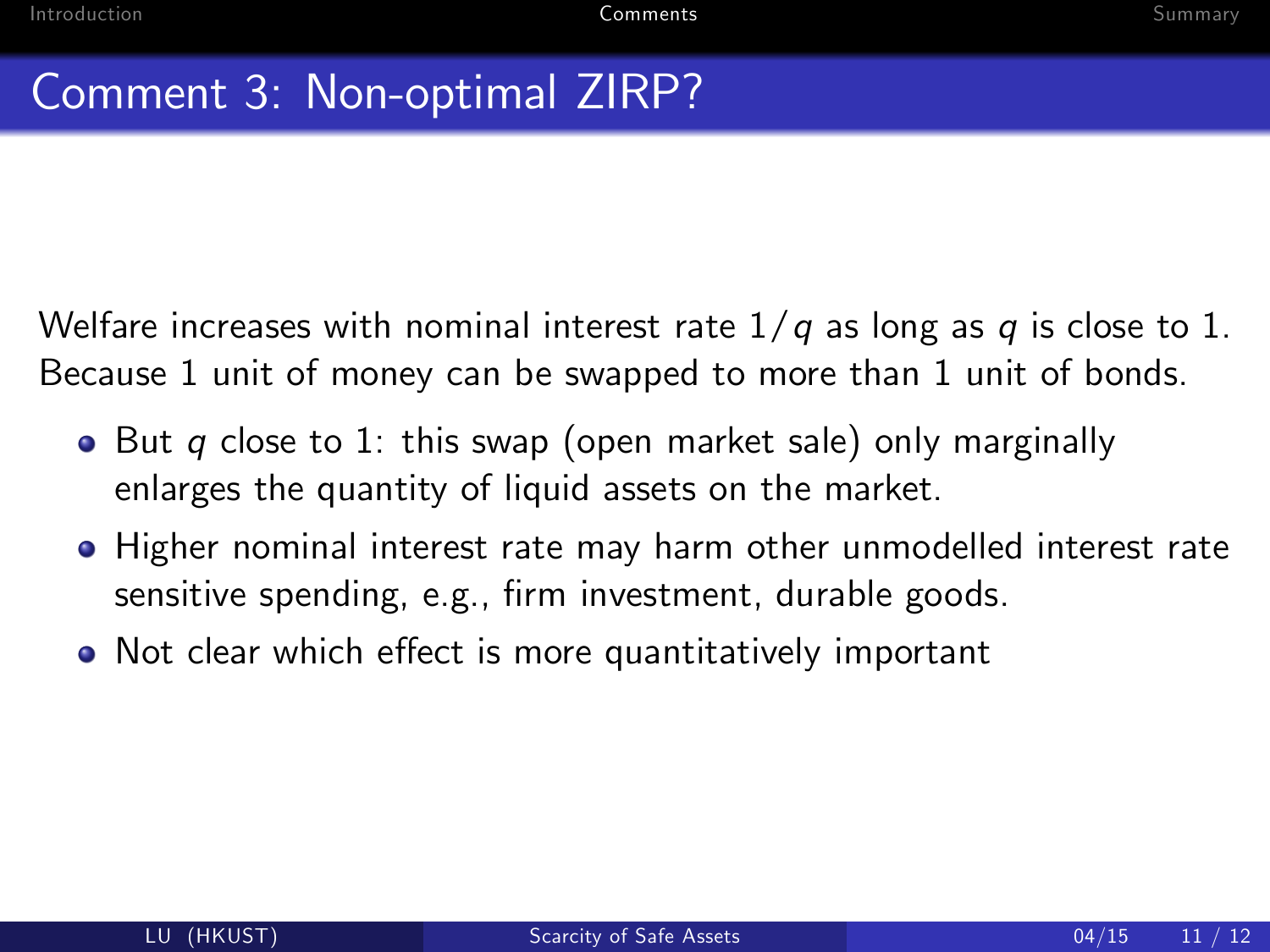# Comment 3: Non-optimal ZIRP?

Welfare increases with nominal interest rate $1/q$ as long as $q$ is close to 1. Because 1 unit of money can be swapped to more than 1 unit of bonds.

- But $q$ close to 1: this swap (open market sale) only marginally enlarges the quantity of liquid assets on the market.
- Higher nominal interest rate may harm other unmodelled interest rate sensitive spending, e.g., firm investment, durable goods.
- Not clear which effect is more quantitatively important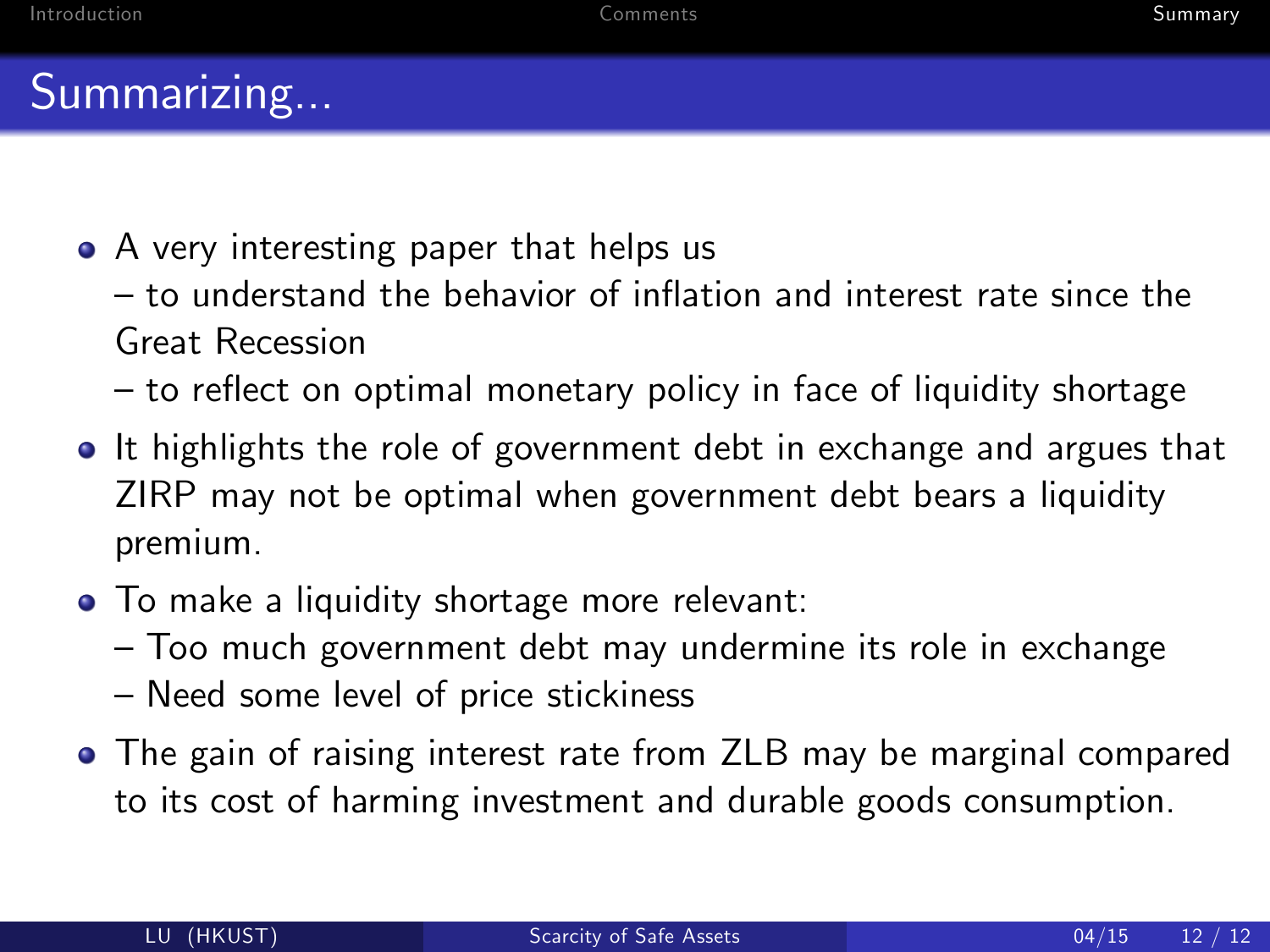# Summarizing...

- A very interesting paper that helps us
  – to understand the behavior of inflation and interest rate since the Great Recession
  – to reflect on optimal monetary policy in face of liquidity shortage
- It highlights the role of government debt in exchange and argues that ZIRP may not be optimal when government debt bears a liquidity premium.
- To make a liquidity shortage more relevant:
  – Too much government debt may undermine its role in exchange
  – Need some level of price stickiness
- The gain of raising interest rate from ZLB may be marginal compared to its cost of harming investment and durable goods consumption.